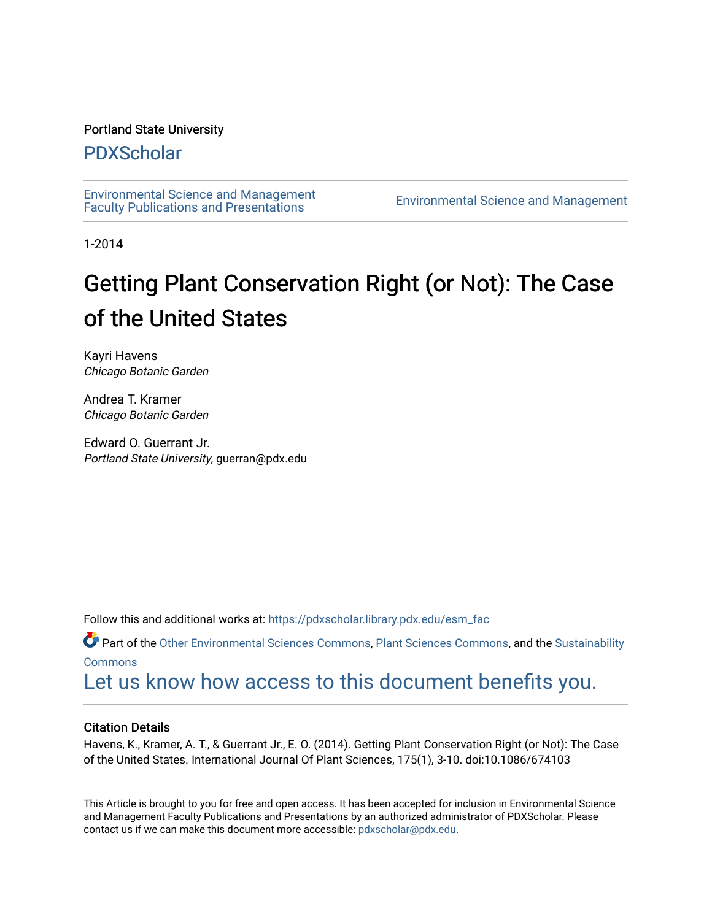Portland State University

# PDXScholar

Environmental Science and Management Faculty Publications and Presentations

Environmental Science and Management

1-2014

# Getting Plant Conservation Right (or Not): The Case of the United States

Kayri Havens
*Chicago Botanic Garden*

Andrea T. Kramer
*Chicago Botanic Garden*

Edward O. Guerrant Jr.
*Portland State University*, guerran@pdx.edu

Follow this and additional works at: https://pdxscholar.library.pdx.edu/esm_fac

Part of the Other Environmental Sciences Commons, Plant Sciences Commons, and the Sustainability Commons

Let us know how access to this document benefits you.

## Citation Details

Havens, K., Kramer, A. T., & Guerrant Jr., E. O. (2014). Getting Plant Conservation Right (or Not): The Case of the United States. International Journal Of Plant Sciences, 175(1), 3-10. doi:10.1086/674103

This Article is brought to you for free and open access. It has been accepted for inclusion in Environmental Science and Management Faculty Publications and Presentations by an authorized administrator of PDXScholar. Please contact us if we can make this document more accessible: pdxscholar@pdx.edu.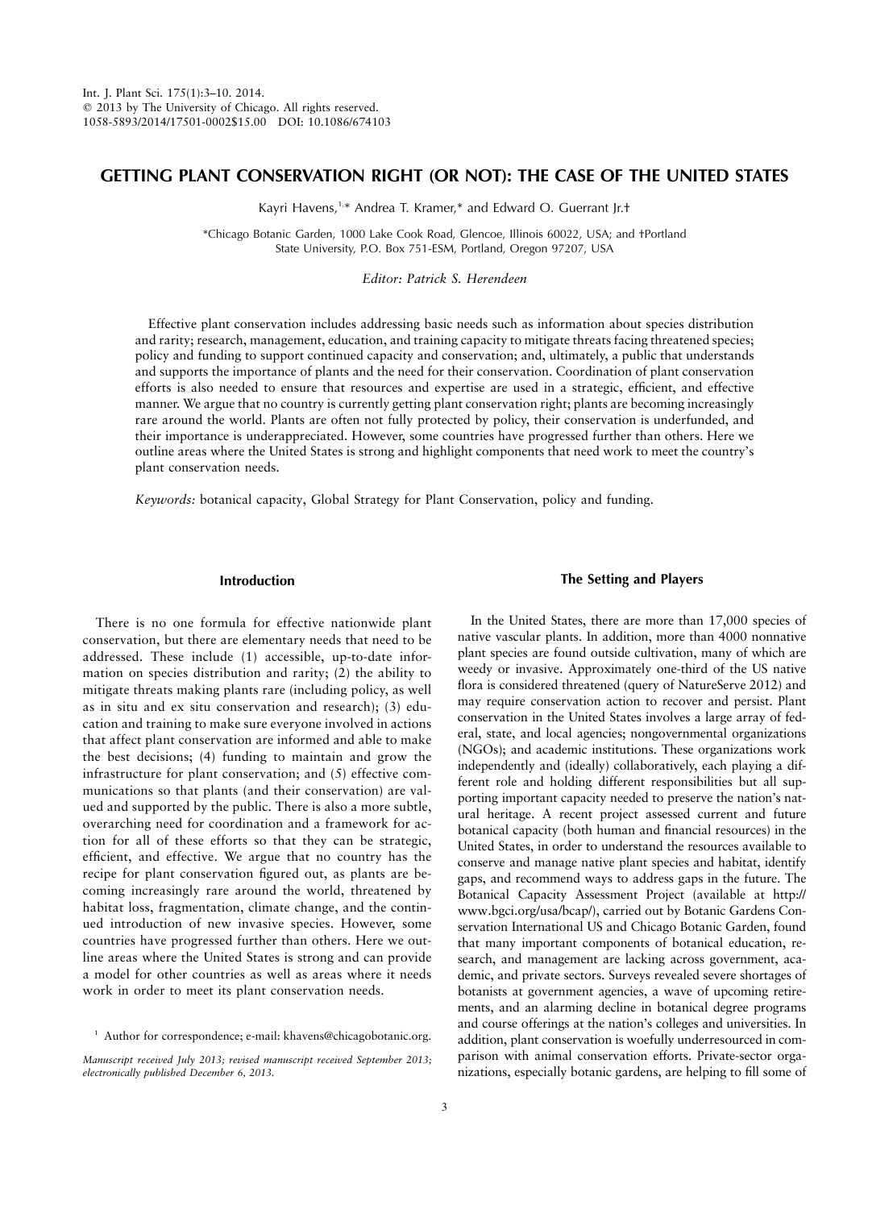# GETTING PLANT CONSERVATION RIGHT (OR NOT): THE CASE OF THE UNITED STATES

Kayri Havens,[1,*] Andrea T. Kramer,* and Edward O. Guerrant Jr.†

*Chicago Botanic Garden, 1000 Lake Cook Road, Glencoe, Illinois 60022, USA; and †Portland State University, P.O. Box 751-ESM, Portland, Oregon 97207, USA

*Editor: Patrick S. Herendeen*

Effective plant conservation includes addressing basic needs such as information about species distribution and rarity; research, management, education, and training capacity to mitigate threats facing threatened species; policy and funding to support continued capacity and conservation; and, ultimately, a public that understands and supports the importance of plants and the need for their conservation. Coordination of plant conservation efforts is also needed to ensure that resources and expertise are used in a strategic, efficient, and effective manner. We argue that no country is currently getting plant conservation right; plants are becoming increasingly rare around the world. Plants are often not fully protected by policy, their conservation is underfunded, and their importance is underappreciated. However, some countries have progressed further than others. Here we outline areas where the United States is strong and highlight components that need work to meet the country's plant conservation needs.

*Keywords:* botanical capacity, Global Strategy for Plant Conservation, policy and funding.

## Introduction

There is no one formula for effective nationwide plant conservation, but there are elementary needs that need to be addressed. These include (1) accessible, up-to-date information on species distribution and rarity; (2) the ability to mitigate threats making plants rare (including policy, as well as in situ and ex situ conservation and research); (3) education and training to make sure everyone involved in actions that affect plant conservation are informed and able to make the best decisions; (4) funding to maintain and grow the infrastructure for plant conservation; and (5) effective communications so that plants (and their conservation) are valued and supported by the public. There is also a more subtle, overarching need for coordination and a framework for action for all of these efforts so that they can be strategic, efficient, and effective. We argue that no country has the recipe for plant conservation figured out, as plants are becoming increasingly rare around the world, threatened by habitat loss, fragmentation, climate change, and the continued introduction of new invasive species. However, some countries have progressed further than others. Here we outline areas where the United States is strong and can provide a model for other countries as well as areas where it needs work in order to meet its plant conservation needs.

[1] Author for correspondence; e-mail: khavens@chicagobotanic.org.

*Manuscript received July 2013; revised manuscript received September 2013; electronically published December 6, 2013.*

## The Setting and Players

In the United States, there are more than 17,000 species of native vascular plants. In addition, more than 4000 nonnative plant species are found outside cultivation, many of which are weedy or invasive. Approximately one-third of the US native flora is considered threatened (query of NatureServe 2012) and may require conservation action to recover and persist. Plant conservation in the United States involves a large array of federal, state, and local agencies; nongovernmental organizations (NGOs); and academic institutions. These organizations work independently and (ideally) collaboratively, each playing a different role and holding different responsibilities but all supporting important capacity needed to preserve the nation's natural heritage. A recent project assessed current and future botanical capacity (both human and financial resources) in the United States, in order to understand the resources available to conserve and manage native plant species and habitat, identify gaps, and recommend ways to address gaps in the future. The Botanical Capacity Assessment Project (available at http://www.bgci.org/usa/bcap/), carried out by Botanic Gardens Conservation International US and Chicago Botanic Garden, found that many important components of botanical education, research, and management are lacking across government, academic, and private sectors. Surveys revealed severe shortages of botanists at government agencies, a wave of upcoming retirements, and an alarming decline in botanical degree programs and course offerings at the nation's colleges and universities. In addition, plant conservation is woefully underresourced in comparison with animal conservation efforts. Private-sector organizations, especially botanic gardens, are helping to fill some of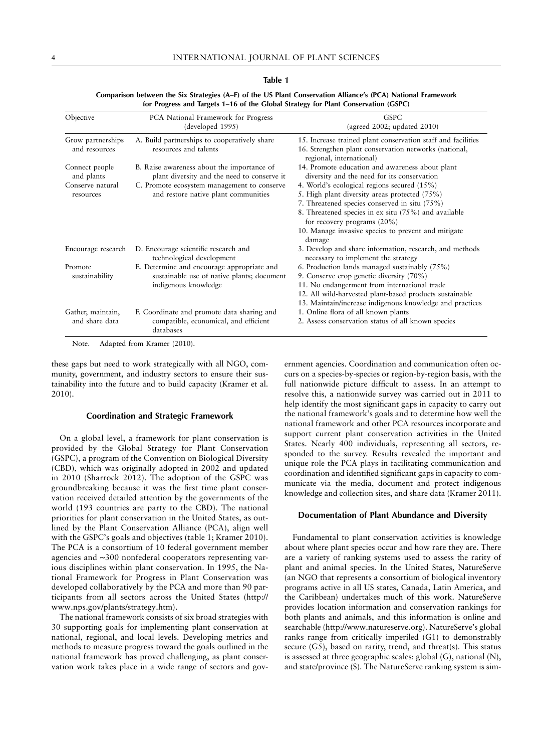**Table 1**

**Comparison between the Six Strategies (A–F) of the US Plant Conservation Alliance's (PCA) National Framework for Progress and Targets 1–16 of the Global Strategy for Plant Conservation (GSPC)**

| Objective | PCA National Framework for Progress (developed 1995) | GSPC (agreed 2002; updated 2010) |
|---|---|---|
| Grow partnerships and resources | A. Build partnerships to cooperatively share resources and talents | 15. Increase trained plant conservation staff and facilities<br>16. Strengthen plant conservation networks (national, regional, international) |
| Connect people and plants | B. Raise awareness about the importance of plant diversity and the need to conserve it | 14. Promote education and awareness about plant diversity and the need for its conservation |
| Conserve natural resources | C. Promote ecosystem management to conserve and restore native plant communities | 4. World's ecological regions secured (15%)<br>5. High plant diversity areas protected (75%)<br>7. Threatened species conserved in situ (75%)<br>8. Threatened species in ex situ (75%) and available for recovery programs (20%)<br>10. Manage invasive species to prevent and mitigate damage |
| Encourage research | D. Encourage scientific research and technological development | 3. Develop and share information, research, and methods necessary to implement the strategy |
| Promote sustainability | E. Determine and encourage appropriate and sustainable use of native plants; document indigenous knowledge | 6. Production lands managed sustainably (75%)<br>9. Conserve crop genetic diversity (70%)<br>11. No endangerment from international trade<br>12. All wild-harvested plant-based products sustainable<br>13. Maintain/increase indigenous knowledge and practices |
| Gather, maintain, and share data | F. Coordinate and promote data sharing and compatible, economical, and efficient databases | 1. Online flora of all known plants<br>2. Assess conservation status of all known species |

Note. Adapted from Kramer (2010).

these gaps but need to work strategically with all NGO, community, government, and industry sectors to ensure their sustainability into the future and to build capacity (Kramer et al. 2010).

### Coordination and Strategic Framework

On a global level, a framework for plant conservation is provided by the Global Strategy for Plant Conservation (GSPC), a program of the Convention on Biological Diversity (CBD), which was originally adopted in 2002 and updated in 2010 (Sharrock 2012). The adoption of the GSPC was groundbreaking because it was the first time plant conservation received detailed attention by the governments of the world (193 countries are party to the CBD). The national priorities for plant conservation in the United States, as outlined by the Plant Conservation Alliance (PCA), align well with the GSPC's goals and objectives (table 1; Kramer 2010). The PCA is a consortium of 10 federal government member agencies and ~300 nonfederal cooperators representing various disciplines within plant conservation. In 1995, the National Framework for Progress in Plant Conservation was developed collaboratively by the PCA and more than 90 participants from all sectors across the United States (http://www.nps.gov/plants/strategy.htm).

The national framework consists of six broad strategies with 30 supporting goals for implementing plant conservation at national, regional, and local levels. Developing metrics and methods to measure progress toward the goals outlined in the national framework has proved challenging, as plant conservation work takes place in a wide range of sectors and government agencies. Coordination and communication often occurs on a species-by-species or region-by-region basis, with the full nationwide picture difficult to assess. In an attempt to resolve this, a nationwide survey was carried out in 2011 to help identify the most significant gaps in capacity to carry out the national framework's goals and to determine how well the national framework and other PCA resources incorporate and support current plant conservation activities in the United States. Nearly 400 individuals, representing all sectors, responded to the survey. Results revealed the important and unique role the PCA plays in facilitating communication and coordination and identified significant gaps in capacity to communicate via the media, document and protect indigenous knowledge and collection sites, and share data (Kramer 2011).

### Documentation of Plant Abundance and Diversity

Fundamental to plant conservation activities is knowledge about where plant species occur and how rare they are. There are a variety of ranking systems used to assess the rarity of plant and animal species. In the United States, NatureServe (an NGO that represents a consortium of biological inventory programs active in all US states, Canada, Latin America, and the Caribbean) undertakes much of this work. NatureServe provides location information and conservation rankings for both plants and animals, and this information is online and searchable (http://www.natureserve.org). NatureServe's global ranks range from critically imperiled (G1) to demonstrably secure (G5), based on rarity, trend, and threat(s). This status is assessed at three geographic scales: global (G), national (N), and state/province (S). The NatureServe ranking system is sim-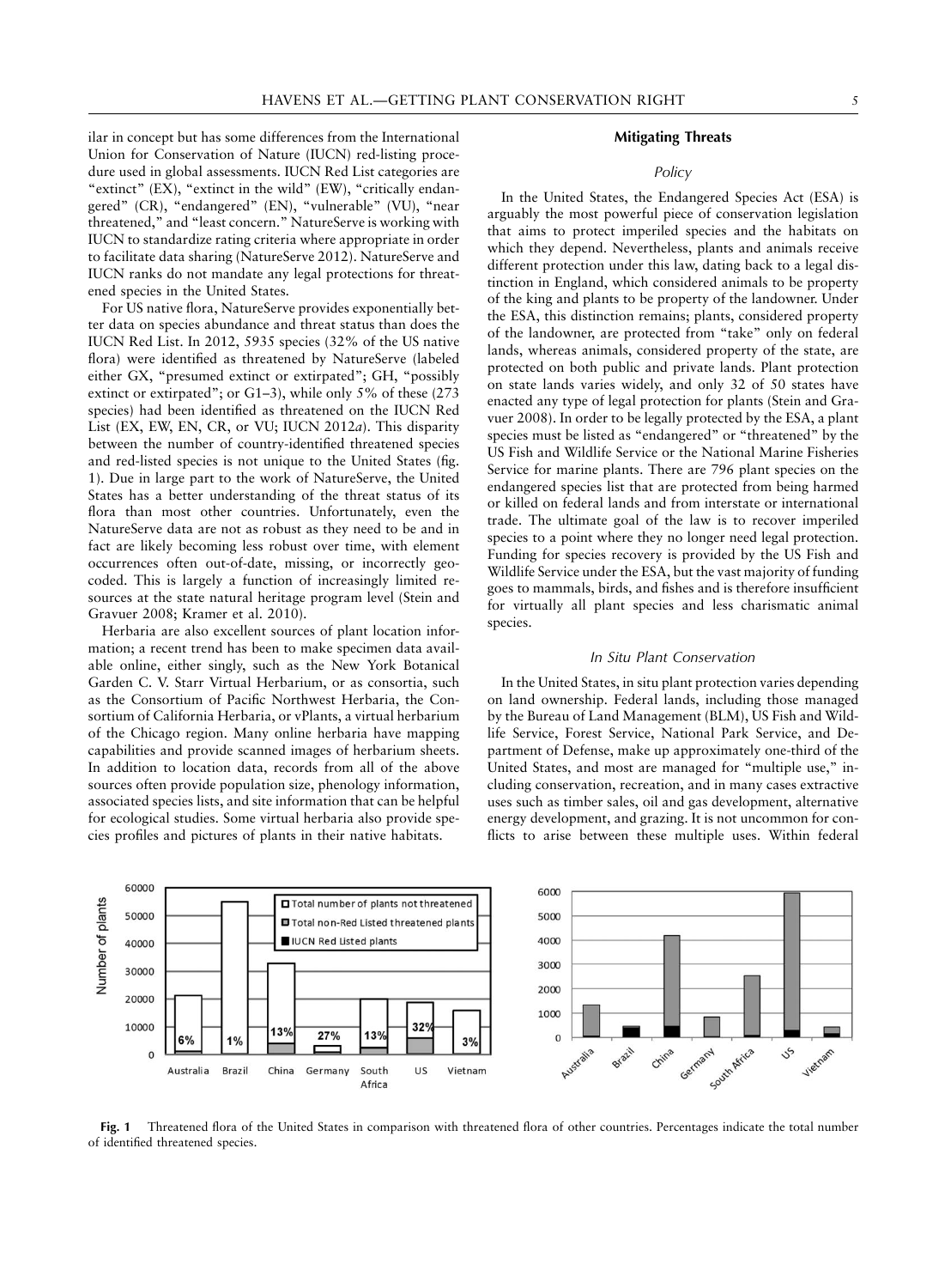ilar in concept but has some differences from the International Union for Conservation of Nature (IUCN) red-listing procedure used in global assessments. IUCN Red List categories are "extinct" (EX), "extinct in the wild" (EW), "critically endangered" (CR), "endangered" (EN), "vulnerable" (VU), "near threatened," and "least concern." NatureServe is working with IUCN to standardize rating criteria where appropriate in order to facilitate data sharing (NatureServe 2012). NatureServe and IUCN ranks do not mandate any legal protections for threatened species in the United States.

For US native flora, NatureServe provides exponentially better data on species abundance and threat status than does the IUCN Red List. In 2012, 5935 species (32% of the US native flora) were identified as threatened by NatureServe (labeled either GX, "presumed extinct or extirpated"; GH, "possibly extinct or extirpated"; or G1–3), while only 5% of these (273 species) had been identified as threatened on the IUCN Red List (EX, EW, EN, CR, or VU; IUCN 2012*a*). This disparity between the number of country-identified threatened species and red-listed species is not unique to the United States (fig. 1). Due in large part to the work of NatureServe, the United States has a better understanding of the threat status of its flora than most other countries. Unfortunately, even the NatureServe data are not as robust as they need to be and in fact are likely becoming less robust over time, with element occurrences often out-of-date, missing, or incorrectly geocoded. This is largely a function of increasingly limited resources at the state natural heritage program level (Stein and Gravuer 2008; Kramer et al. 2010).

Herbaria are also excellent sources of plant location information; a recent trend has been to make specimen data available online, either singly, such as the New York Botanical Garden C. V. Starr Virtual Herbarium, or as consortia, such as the Consortium of Pacific Northwest Herbaria, the Consortium of California Herbaria, or vPlants, a virtual herbarium of the Chicago region. Many online herbaria have mapping capabilities and provide scanned images of herbarium sheets. In addition to location data, records from all of the above sources often provide population size, phenology information, associated species lists, and site information that can be helpful for ecological studies. Some virtual herbaria also provide species profiles and pictures of plants in their native habitats.

## Mitigating Threats

### *Policy*

In the United States, the Endangered Species Act (ESA) is arguably the most powerful piece of conservation legislation that aims to protect imperiled species and the habitats on which they depend. Nevertheless, plants and animals receive different protection under this law, dating back to a legal distinction in England, which considered animals to be property of the king and plants to be property of the landowner. Under the ESA, this distinction remains; plants, considered property of the landowner, are protected from "take" only on federal lands, whereas animals, considered property of the state, are protected on both public and private lands. Plant protection on state lands varies widely, and only 32 of 50 states have enacted any type of legal protection for plants (Stein and Gravuer 2008). In order to be legally protected by the ESA, a plant species must be listed as "endangered" or "threatened" by the US Fish and Wildlife Service or the National Marine Fisheries Service for marine plants. There are 796 plant species on the endangered species list that are protected from being harmed or killed on federal lands and from interstate or international trade. The ultimate goal of the law is to recover imperiled species to a point where they no longer need legal protection. Funding for species recovery is provided by the US Fish and Wildlife Service under the ESA, but the vast majority of funding goes to mammals, birds, and fishes and is therefore insufficient for virtually all plant species and less charismatic animal species.

### *In Situ Plant Conservation*

In the United States, in situ plant protection varies depending on land ownership. Federal lands, including those managed by the Bureau of Land Management (BLM), US Fish and Wildlife Service, Forest Service, National Park Service, and Department of Defense, make up approximately one-third of the United States, and most are managed for "multiple use," including conservation, recreation, and in many cases extractive uses such as timber sales, oil and gas development, alternative energy development, and grazing. It is not uncommon for conflicts to arise between these multiple uses. Within federal

**Fig. 1** Threatened flora of the United States in comparison with threatened flora of other countries. Percentages indicate the total number of identified threatened species.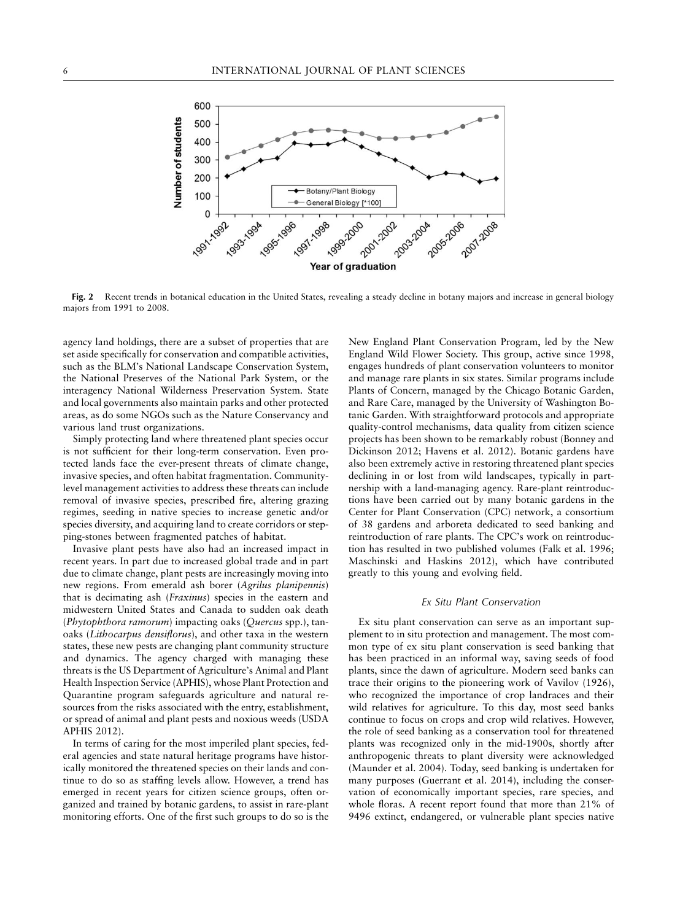**Fig. 2** Recent trends in botanical education in the United States, revealing a steady decline in botany majors and increase in general biology majors from 1991 to 2008.

agency land holdings, there are a subset of properties that are set aside specifically for conservation and compatible activities, such as the BLM's National Landscape Conservation System, the National Preserves of the National Park System, or the interagency National Wilderness Preservation System. State and local governments also maintain parks and other protected areas, as do some NGOs such as the Nature Conservancy and various land trust organizations.

Simply protecting land where threatened plant species occur is not sufficient for their long-term conservation. Even protected lands face the ever-present threats of climate change, invasive species, and often habitat fragmentation. Community-level management activities to address these threats can include removal of invasive species, prescribed fire, altering grazing regimes, seeding in native species to increase genetic and/or species diversity, and acquiring land to create corridors or stepping-stones between fragmented patches of habitat.

Invasive plant pests have also had an increased impact in recent years. In part due to increased global trade and in part due to climate change, plant pests are increasingly moving into new regions. From emerald ash borer (*Agrilus planipennis*) that is decimating ash (*Fraxinus*) species in the eastern and midwestern United States and Canada to sudden oak death (*Phytophthora ramorum*) impacting oaks (*Quercus* spp.), tanoaks (*Lithocarpus densiflorus*), and other taxa in the western states, these new pests are changing plant community structure and dynamics. The agency charged with managing these threats is the US Department of Agriculture's Animal and Plant Health Inspection Service (APHIS), whose Plant Protection and Quarantine program safeguards agriculture and natural resources from the risks associated with the entry, establishment, or spread of animal and plant pests and noxious weeds (USDA APHIS 2012).

In terms of caring for the most imperiled plant species, federal agencies and state natural heritage programs have historically monitored the threatened species on their lands and continue to do so as staffing levels allow. However, a trend has emerged in recent years for citizen science groups, often organized and trained by botanic gardens, to assist in rare-plant monitoring efforts. One of the first such groups to do so is the New England Plant Conservation Program, led by the New England Wild Flower Society. This group, active since 1998, engages hundreds of plant conservation volunteers to monitor and manage rare plants in six states. Similar programs include Plants of Concern, managed by the Chicago Botanic Garden, and Rare Care, managed by the University of Washington Botanic Garden. With straightforward protocols and appropriate quality-control mechanisms, data quality from citizen science projects has been shown to be remarkably robust (Bonney and Dickinson 2012; Havens et al. 2012). Botanic gardens have also been extremely active in restoring threatened plant species declining in or lost from wild landscapes, typically in partnership with a land-managing agency. Rare-plant reintroductions have been carried out by many botanic gardens in the Center for Plant Conservation (CPC) network, a consortium of 38 gardens and arboreta dedicated to seed banking and reintroduction of rare plants. The CPC's work on reintroduction has resulted in two published volumes (Falk et al. 1996; Maschinski and Haskins 2012), which have contributed greatly to this young and evolving field.

### *Ex Situ Plant Conservation*

Ex situ plant conservation can serve as an important supplement to in situ protection and management. The most common type of ex situ plant conservation is seed banking that has been practiced in an informal way, saving seeds of food plants, since the dawn of agriculture. Modern seed banks can trace their origins to the pioneering work of Vavilov (1926), who recognized the importance of crop landraces and their wild relatives for agriculture. To this day, most seed banks continue to focus on crops and crop wild relatives. However, the role of seed banking as a conservation tool for threatened plants was recognized only in the mid-1900s, shortly after anthropogenic threats to plant diversity were acknowledged (Maunder et al. 2004). Today, seed banking is undertaken for many purposes (Guerrant et al. 2014), including the conservation of economically important species, rare species, and whole floras. A recent report found that more than 21% of 9496 extinct, endangered, or vulnerable plant species native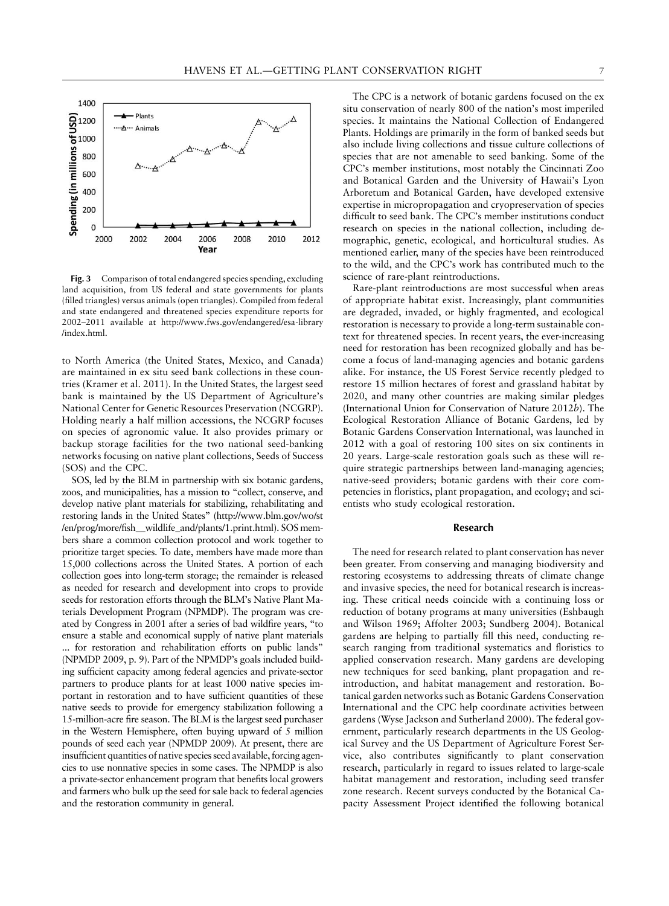**Fig. 3** Comparison of total endangered species spending, excluding land acquisition, from US federal and state governments for plants (filled triangles) versus animals (open triangles). Compiled from federal and state endangered and threatened species expenditure reports for 2002–2011 available at http://www.fws.gov/endangered/esa-library/index.html.

to North America (the United States, Mexico, and Canada) are maintained in ex situ seed bank collections in these countries (Kramer et al. 2011). In the United States, the largest seed bank is maintained by the US Department of Agriculture's National Center for Genetic Resources Preservation (NCGRP). Holding nearly a half million accessions, the NCGRP focuses on species of agronomic value. It also provides primary or backup storage facilities for the two national seed-banking networks focusing on native plant collections, Seeds of Success (SOS) and the CPC.

SOS, led by the BLM in partnership with six botanic gardens, zoos, and municipalities, has a mission to "collect, conserve, and develop native plant materials for stabilizing, rehabilitating and restoring lands in the United States" (http://www.blm.gov/wo/st/en/prog/more/fish__wildlife_and/plants/1.print.html). SOS members share a common collection protocol and work together to prioritize target species. To date, members have made more than 15,000 collections across the United States. A portion of each collection goes into long-term storage; the remainder is released as needed for research and development into crops to provide seeds for restoration efforts through the BLM's Native Plant Materials Development Program (NPMDP). The program was created by Congress in 2001 after a series of bad wildfire years, "to ensure a stable and economical supply of native plant materials ... for restoration and rehabilitation efforts on public lands" (NPMDP 2009, p. 9). Part of the NPMDP's goals included building sufficient capacity among federal agencies and private-sector partners to produce plants for at least 1000 native species important in restoration and to have sufficient quantities of these native seeds to provide for emergency stabilization following a 15-million-acre fire season. The BLM is the largest seed purchaser in the Western Hemisphere, often buying upward of 5 million pounds of seed each year (NPMDP 2009). At present, there are insufficient quantities of native species seed available, forcing agencies to use nonnative species in some cases. The NPMDP is also a private-sector enhancement program that benefits local growers and farmers who bulk up the seed for sale back to federal agencies and the restoration community in general.

The CPC is a network of botanic gardens focused on the ex situ conservation of nearly 800 of the nation's most imperiled species. It maintains the National Collection of Endangered Plants. Holdings are primarily in the form of banked seeds but also include living collections and tissue culture collections of species that are not amenable to seed banking. Some of the CPC's member institutions, most notably the Cincinnati Zoo and Botanical Garden and the University of Hawaii's Lyon Arboretum and Botanical Garden, have developed extensive expertise in micropropagation and cryopreservation of species difficult to seed bank. The CPC's member institutions conduct research on species in the national collection, including demographic, genetic, ecological, and horticultural studies. As mentioned earlier, many of the species have been reintroduced to the wild, and the CPC's work has contributed much to the science of rare-plant reintroductions.

Rare-plant reintroductions are most successful when areas of appropriate habitat exist. Increasingly, plant communities are degraded, invaded, or highly fragmented, and ecological restoration is necessary to provide a long-term sustainable context for threatened species. In recent years, the ever-increasing need for restoration has been recognized globally and has become a focus of land-managing agencies and botanic gardens alike. For instance, the US Forest Service recently pledged to restore 15 million hectares of forest and grassland habitat by 2020, and many other countries are making similar pledges (International Union for Conservation of Nature 2012*b*). The Ecological Restoration Alliance of Botanic Gardens, led by Botanic Gardens Conservation International, was launched in 2012 with a goal of restoring 100 sites on six continents in 20 years. Large-scale restoration goals such as these will require strategic partnerships between land-managing agencies; native-seed providers; botanic gardens with their core competencies in floristics, plant propagation, and ecology; and scientists who study ecological restoration.

## Research

The need for research related to plant conservation has never been greater. From conserving and managing biodiversity and restoring ecosystems to addressing threats of climate change and invasive species, the need for botanical research is increasing. These critical needs coincide with a continuing loss or reduction of botany programs at many universities (Eshbaugh and Wilson 1969; Affolter 2003; Sundberg 2004). Botanical gardens are helping to partially fill this need, conducting research ranging from traditional systematics and floristics to applied conservation research. Many gardens are developing new techniques for seed banking, plant propagation and reintroduction, and habitat management and restoration. Botanical garden networks such as Botanic Gardens Conservation International and the CPC help coordinate activities between gardens (Wyse Jackson and Sutherland 2000). The federal government, particularly research departments in the US Geological Survey and the US Department of Agriculture Forest Service, also contributes significantly to plant conservation research, particularly in regard to issues related to large-scale habitat management and restoration, including seed transfer zone research. Recent surveys conducted by the Botanical Capacity Assessment Project identified the following botanical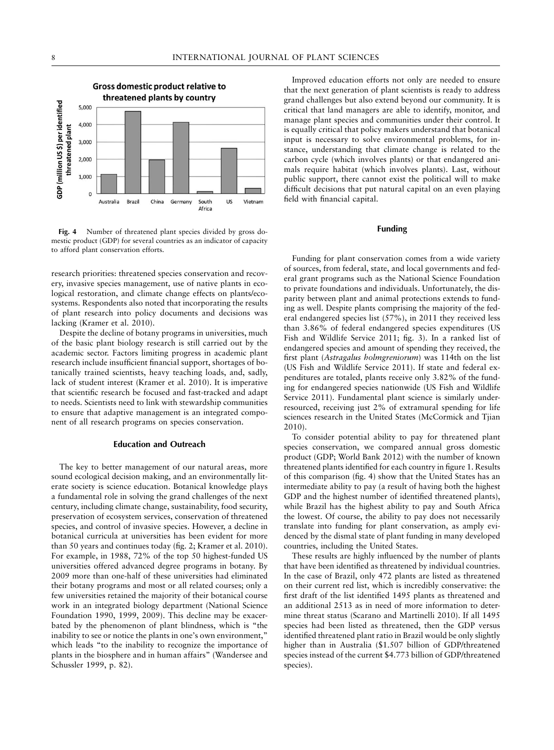Fig. 4 Number of threatened plant species divided by gross domestic product (GDP) for several countries as an indicator of capacity to afford plant conservation efforts.

research priorities: threatened species conservation and recovery, invasive species management, use of native plants in ecological restoration, and climate change effects on plants/ecosystems. Respondents also noted that incorporating the results of plant research into policy documents and decisions was lacking (Kramer et al. 2010).

Despite the decline of botany programs in universities, much of the basic plant biology research is still carried out by the academic sector. Factors limiting progress in academic plant research include insufficient financial support, shortages of botanically trained scientists, heavy teaching loads, and, sadly, lack of student interest (Kramer et al. 2010). It is imperative that scientific research be focused and fast-tracked and adapt to needs. Scientists need to link with stewardship communities to ensure that adaptive management is an integrated component of all research programs on species conservation.

## Education and Outreach

The key to better management of our natural areas, more sound ecological decision making, and an environmentally literate society is science education. Botanical knowledge plays a fundamental role in solving the grand challenges of the next century, including climate change, sustainability, food security, preservation of ecosystem services, conservation of threatened species, and control of invasive species. However, a decline in botanical curricula at universities has been evident for more than 50 years and continues today (fig. 2; Kramer et al. 2010). For example, in 1988, 72% of the top 50 highest-funded US universities offered advanced degree programs in botany. By 2009 more than one-half of these universities had eliminated their botany programs and most or all related courses; only a few universities retained the majority of their botanical course work in an integrated biology department (National Science Foundation 1990, 1999, 2009). This decline may be exacerbated by the phenomenon of plant blindness, which is "the inability to see or notice the plants in one's own environment," which leads "to the inability to recognize the importance of plants in the biosphere and in human affairs" (Wandersee and Schussler 1999, p. 82).

Improved education efforts not only are needed to ensure that the next generation of plant scientists is ready to address grand challenges but also extend beyond our community. It is critical that land managers are able to identify, monitor, and manage plant species and communities under their control. It is equally critical that policy makers understand that botanical input is necessary to solve environmental problems, for instance, understanding that climate change is related to the carbon cycle (which involves plants) or that endangered animals require habitat (which involves plants). Last, without public support, there cannot exist the political will to make difficult decisions that put natural capital on an even playing field with financial capital.

## Funding

Funding for plant conservation comes from a wide variety of sources, from federal, state, and local governments and federal grant programs such as the National Science Foundation to private foundations and individuals. Unfortunately, the disparity between plant and animal protections extends to funding as well. Despite plants comprising the majority of the federal endangered species list (57%), in 2011 they received less than 3.86% of federal endangered species expenditures (US Fish and Wildlife Service 2011; fig. 3). In a ranked list of endangered species and amount of spending they received, the first plant (*Astragalus holmgreniorum*) was 114th on the list (US Fish and Wildlife Service 2011). If state and federal expenditures are totaled, plants receive only 3.82% of the funding for endangered species nationwide (US Fish and Wildlife Service 2011). Fundamental plant science is similarly underresourced, receiving just 2% of extramural spending for life sciences research in the United States (McCormick and Tjian 2010).

To consider potential ability to pay for threatened plant species conservation, we compared annual gross domestic product (GDP; World Bank 2012) with the number of known threatened plants identified for each country in figure 1. Results of this comparison (fig. 4) show that the United States has an intermediate ability to pay (a result of having both the highest GDP and the highest number of identified threatened plants), while Brazil has the highest ability to pay and South Africa the lowest. Of course, the ability to pay does not necessarily translate into funding for plant conservation, as amply evidenced by the dismal state of plant funding in many developed countries, including the United States.

These results are highly influenced by the number of plants that have been identified as threatened by individual countries. In the case of Brazil, only 472 plants are listed as threatened on their current red list, which is incredibly conservative: the first draft of the list identified 1495 plants as threatened and an additional 2513 as in need of more information to determine threat status (Scarano and Martinelli 2010). If all 1495 species had been listed as threatened, then the GDP versus identified threatened plant ratio in Brazil would be only slightly higher than in Australia ($1.507 billion of GDP/threatened species instead of the current $4.773 billion of GDP/threatened species).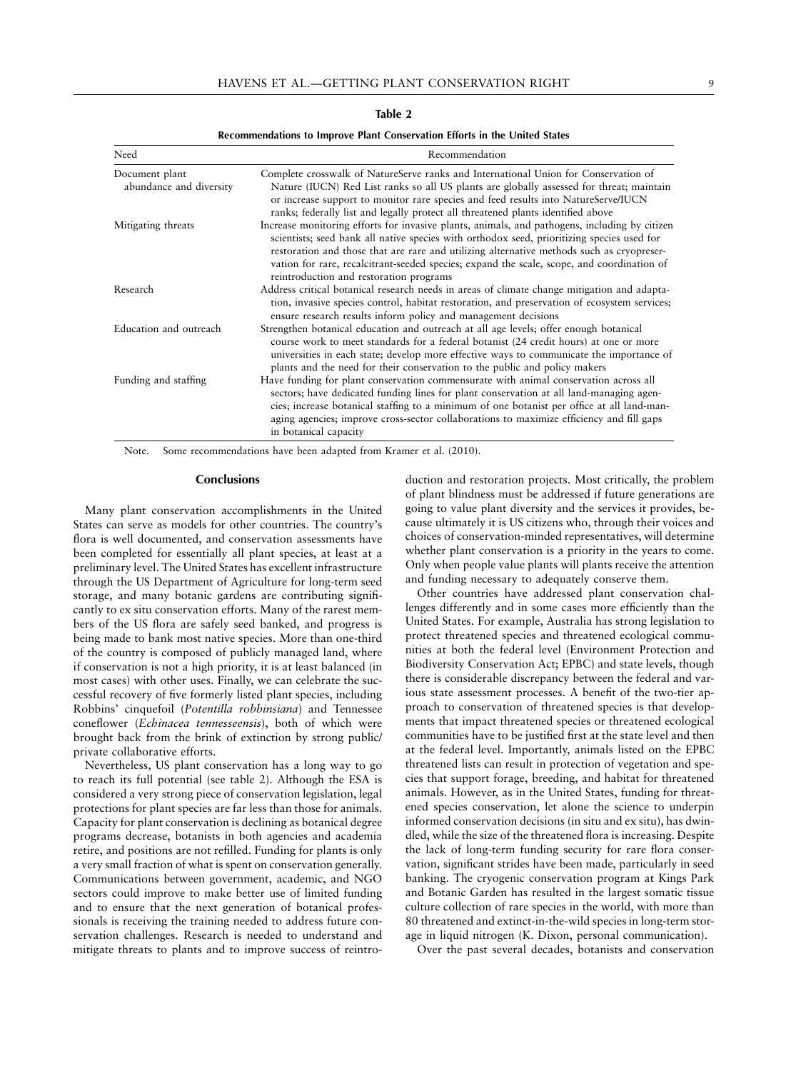**Table 2**

**Recommendations to Improve Plant Conservation Efforts in the United States**

| Need | Recommendation |
|---|---|
| Document plant abundance and diversity | Complete crosswalk of NatureServe ranks and International Union for Conservation of Nature (IUCN) Red List ranks so all US plants are globally assessed for threat; maintain or increase support to monitor rare species and feed results into NatureServe/IUCN ranks; federally list and legally protect all threatened plants identified above |
| Mitigating threats | Increase monitoring efforts for invasive plants, animals, and pathogens, including by citizen scientists; seed bank all native species with orthodox seed, prioritizing species used for restoration and those that are rare and utilizing alternative methods such as cryopreservation for rare, recalcitrant-seeded species; expand the scale, scope, and coordination of reintroduction and restoration programs |
| Research | Address critical botanical research needs in areas of climate change mitigation and adaptation, invasive species control, habitat restoration, and preservation of ecosystem services; ensure research results inform policy and management decisions |
| Education and outreach | Strengthen botanical education and outreach at all age levels; offer enough botanical course work to meet standards for a federal botanist (24 credit hours) at one or more universities in each state; develop more effective ways to communicate the importance of plants and the need for their conservation to the public and policy makers |
| Funding and staffing | Have funding for plant conservation commensurate with animal conservation across all sectors; have dedicated funding lines for plant conservation at all land-managing agencies; increase botanical staffing to a minimum of one botanist per office at all land-managing agencies; improve cross-sector collaborations to maximize efficiency and fill gaps in botanical capacity |

Note. Some recommendations have been adapted from Kramer et al. (2010).

## Conclusions

Many plant conservation accomplishments in the United States can serve as models for other countries. The country's flora is well documented, and conservation assessments have been completed for essentially all plant species, at least at a preliminary level. The United States has excellent infrastructure through the US Department of Agriculture for long-term seed storage, and many botanic gardens are contributing significantly to ex situ conservation efforts. Many of the rarest members of the US flora are safely seed banked, and progress is being made to bank most native species. More than one-third of the country is composed of publicly managed land, where if conservation is not a high priority, it is at least balanced (in most cases) with other uses. Finally, we can celebrate the successful recovery of five formerly listed plant species, including Robbins' cinquefoil (*Potentilla robbinsiana*) and Tennessee coneflower (*Echinacea tennesseensis*), both of which were brought back from the brink of extinction by strong public/private collaborative efforts.

Nevertheless, US plant conservation has a long way to go to reach its full potential (see table 2). Although the ESA is considered a very strong piece of conservation legislation, legal protections for plant species are far less than those for animals. Capacity for plant conservation is declining as botanical degree programs decrease, botanists in both agencies and academia retire, and positions are not refilled. Funding for plants is only a very small fraction of what is spent on conservation generally. Communications between government, academic, and NGO sectors could improve to make better use of limited funding and to ensure that the next generation of botanical professionals is receiving the training needed to address future conservation challenges. Research is needed to understand and mitigate threats to plants and to improve success of reintroduction and restoration projects. Most critically, the problem of plant blindness must be addressed if future generations are going to value plant diversity and the services it provides, because ultimately it is US citizens who, through their voices and choices of conservation-minded representatives, will determine whether plant conservation is a priority in the years to come. Only when people value plants will plants receive the attention and funding necessary to adequately conserve them.

Other countries have addressed plant conservation challenges differently and in some cases more efficiently than the United States. For example, Australia has strong legislation to protect threatened species and threatened ecological communities at both the federal level (Environment Protection and Biodiversity Conservation Act; EPBC) and state levels, though there is considerable discrepancy between the federal and various state assessment processes. A benefit of the two-tier approach to conservation of threatened species is that developments that impact threatened species or threatened ecological communities have to be justified first at the state level and then at the federal level. Importantly, animals listed on the EPBC threatened lists can result in protection of vegetation and species that support forage, breeding, and habitat for threatened animals. However, as in the United States, funding for threatened species conservation, let alone the science to underpin informed conservation decisions (in situ and ex situ), has dwindled, while the size of the threatened flora is increasing. Despite the lack of long-term funding security for rare flora conservation, significant strides have been made, particularly in seed banking. The cryogenic conservation program at Kings Park and Botanic Garden has resulted in the largest somatic tissue culture collection of rare species in the world, with more than 80 threatened and extinct-in-the-wild species in long-term storage in liquid nitrogen (K. Dixon, personal communication).

Over the past several decades, botanists and conservation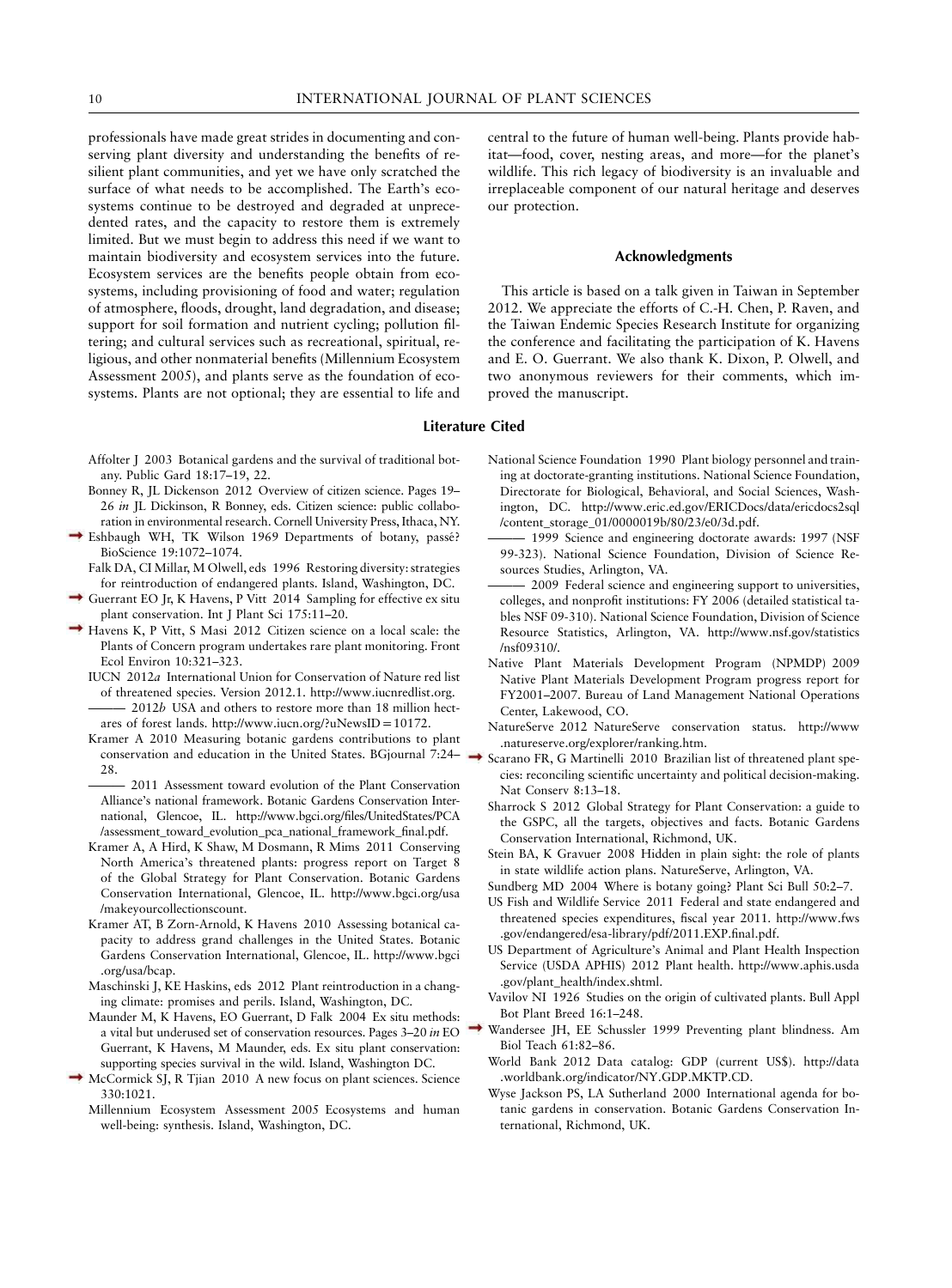professionals have made great strides in documenting and conserving plant diversity and understanding the benefits of resilient plant communities, and yet we have only scratched the surface of what needs to be accomplished. The Earth's ecosystems continue to be destroyed and degraded at unprecedented rates, and the capacity to restore them is extremely limited. But we must begin to address this need if we want to maintain biodiversity and ecosystem services into the future. Ecosystem services are the benefits people obtain from ecosystems, including provisioning of food and water; regulation of atmosphere, floods, drought, land degradation, and disease; support for soil formation and nutrient cycling; pollution filtering; and cultural services such as recreational, spiritual, religious, and other nonmaterial benefits (Millennium Ecosystem Assessment 2005), and plants serve as the foundation of ecosystems. Plants are not optional; they are essential to life and central to the future of human well-being. Plants provide habitat—food, cover, nesting areas, and more—for the planet's wildlife. This rich legacy of biodiversity is an invaluable and irreplaceable component of our natural heritage and deserves our protection.

## Acknowledgments

This article is based on a talk given in Taiwan in September 2012. We appreciate the efforts of C.-H. Chen, P. Raven, and the Taiwan Endemic Species Research Institute for organizing the conference and facilitating the participation of K. Havens and E. O. Guerrant. We also thank K. Dixon, P. Olwell, and two anonymous reviewers for their comments, which improved the manuscript.

## Literature Cited

Affolter J 2003 Botanical gardens and the survival of traditional botany. Public Gard 18:17–19, 22.

Bonney R, JL Dickenson 2012 Overview of citizen science. Pages 19–26 *in* JL Dickinson, R Bonney, eds. Citizen science: public collaboration in environmental research. Cornell University Press, Ithaca, NY.

Eshbaugh WH, TK Wilson 1969 Departments of botany, passé? BioScience 19:1072–1074.

Falk DA, CI Millar, M Olwell, eds 1996 Restoring diversity: strategies for reintroduction of endangered plants. Island, Washington, DC.

Guerrant EO Jr, K Havens, P Vitt 2014 Sampling for effective ex situ plant conservation. Int J Plant Sci 175:11–20.

Havens K, P Vitt, S Masi 2012 Citizen science on a local scale: the Plants of Concern program undertakes rare plant monitoring. Front Ecol Environ 10:321–323.

IUCN 2012*a* International Union for Conservation of Nature red list of threatened species. Version 2012.1. http://www.iucnredlist.org.

——— 2012*b* USA and others to restore more than 18 million hectares of forest lands. http://www.iucn.org/?uNewsID = 10172.

Kramer A 2010 Measuring botanic gardens contributions to plant conservation and education in the United States. BGjournal 7:24–28.

——— 2011 Assessment toward evolution of the Plant Conservation Alliance's national framework. Botanic Gardens Conservation International, Glencoe, IL. http://www.bgci.org/files/UnitedStates/PCA/assessment_toward_evolution_pca_national_framework_final.pdf.

Kramer A, A Hird, K Shaw, M Dosmann, R Mims 2011 Conserving North America's threatened plants: progress report on Target 8 of the Global Strategy for Plant Conservation. Botanic Gardens Conservation International, Glencoe, IL. http://www.bgci.org/usa/makeyourcollectionscount.

Kramer AT, B Zorn-Arnold, K Havens 2010 Assessing botanical capacity to address grand challenges in the United States. Botanic Gardens Conservation International, Glencoe, IL. http://www.bgci.org/usa/bcap.

Maschinski J, KE Haskins, eds 2012 Plant reintroduction in a changing climate: promises and perils. Island, Washington, DC.

Maunder M, K Havens, EO Guerrant, D Falk 2004 Ex situ methods: a vital but underused set of conservation resources. Pages 3–20 *in* EO Guerrant, K Havens, M Maunder, eds. Ex situ plant conservation: supporting species survival in the wild. Island, Washington DC.

McCormick SJ, R Tjian 2010 A new focus on plant sciences. Science 330:1021.

Millennium Ecosystem Assessment 2005 Ecosystems and human well-being: synthesis. Island, Washington, DC.

National Science Foundation 1990 Plant biology personnel and training at doctorate-granting institutions. National Science Foundation, Directorate for Biological, Behavioral, and Social Sciences, Washington, DC. http://www.eric.ed.gov/ERICDocs/data/ericdocs2sql/content_storage_01/0000019b/80/23/e0/3d.pdf.

——— 1999 Science and engineering doctorate awards: 1997 (NSF 99-323). National Science Foundation, Division of Science Resources Studies, Arlington, VA.

——— 2009 Federal science and engineering support to universities, colleges, and nonprofit institutions: FY 2006 (detailed statistical tables NSF 09-310). National Science Foundation, Division of Science Resource Statistics, Arlington, VA. http://www.nsf.gov/statistics/nsf09310/.

Native Plant Materials Development Program (NPMDP) 2009 Native Plant Materials Development Program progress report for FY2001–2007. Bureau of Land Management National Operations Center, Lakewood, CO.

NatureServe 2012 NatureServe conservation status. http://www.natureserve.org/explorer/ranking.htm.

Scarano FR, G Martinelli 2010 Brazilian list of threatened plant species: reconciling scientific uncertainty and political decision-making. Nat Conserv 8:13–18.

Sharrock S 2012 Global Strategy for Plant Conservation: a guide to the GSPC, all the targets, objectives and facts. Botanic Gardens Conservation International, Richmond, UK.

Stein BA, K Gravuer 2008 Hidden in plain sight: the role of plants in state wildlife action plans. NatureServe, Arlington, VA.

Sundberg MD 2004 Where is botany going? Plant Sci Bull 50:2–7.

US Fish and Wildlife Service 2011 Federal and state endangered and threatened species expenditures, fiscal year 2011. http://www.fws.gov/endangered/esa-library/pdf/2011.EXP.final.pdf.

US Department of Agriculture's Animal and Plant Health Inspection Service (USDA APHIS) 2012 Plant health. http://www.aphis.usda.gov/plant_health/index.shtml.

Vavilov NI 1926 Studies on the origin of cultivated plants. Bull Appl Bot Plant Breed 16:1–248.

Wandersee JH, EE Schussler 1999 Preventing plant blindness. Am Biol Teach 61:82–86.

World Bank 2012 Data catalog: GDP (current US$). http://data.worldbank.org/indicator/NY.GDP.MKTP.CD.

Wyse Jackson PS, LA Sutherland 2000 International agenda for botanic gardens in conservation. Botanic Gardens Conservation International, Richmond, UK.